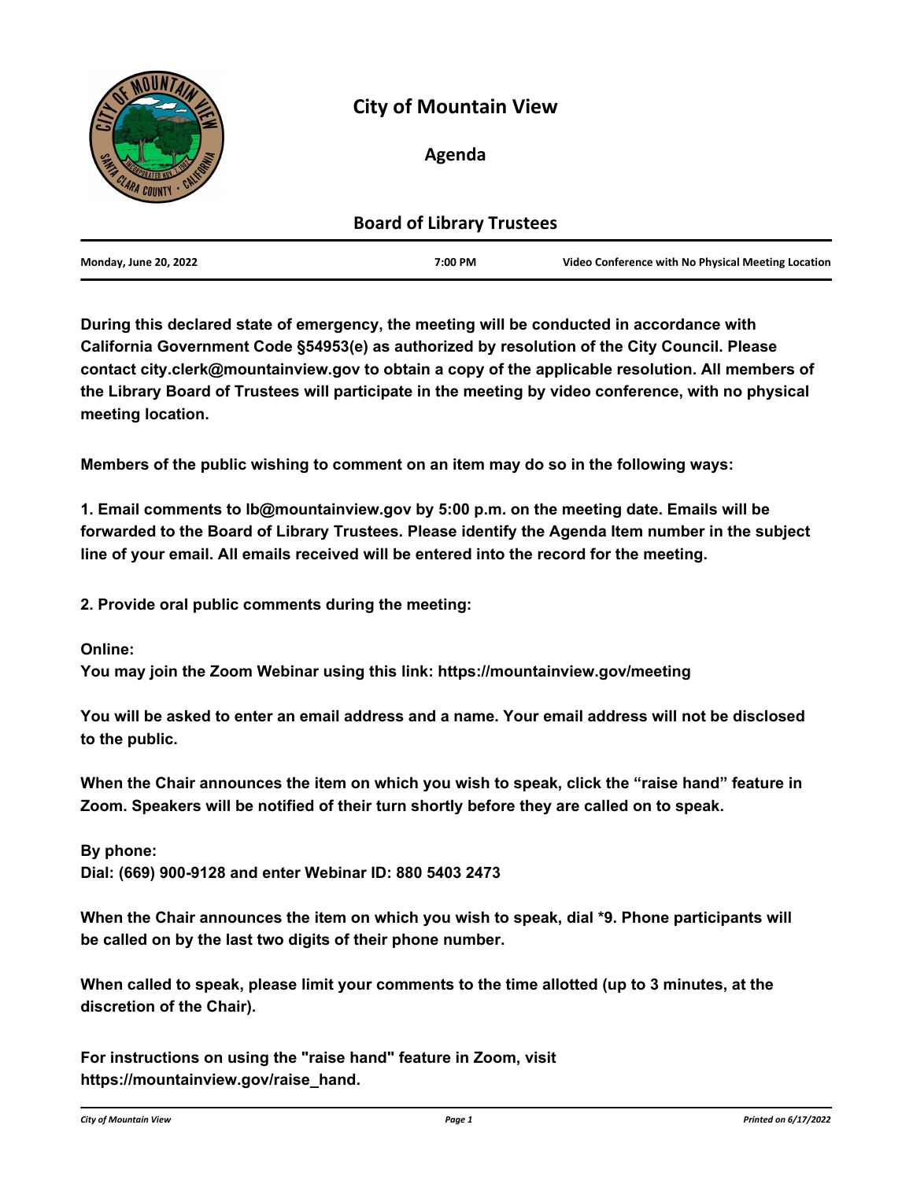# City of Mountain View

## Agenda

### Board of Library Trustees

| Monday, June 20, 2022 | 7:00 PM | Video Conference with No Physical Meeting Location |
|---|---|---|

**During this declared state of emergency, the meeting will be conducted in accordance with California Government Code §54953(e) as authorized by resolution of the City Council. Please contact city.clerk@mountainview.gov to obtain a copy of the applicable resolution. All members of the Library Board of Trustees will participate in the meeting by video conference, with no physical meeting location.**

**Members of the public wishing to comment on an item may do so in the following ways:**

**1. Email comments to lb@mountainview.gov by 5:00 p.m. on the meeting date. Emails will be forwarded to the Board of Library Trustees. Please identify the Agenda Item number in the subject line of your email. All emails received will be entered into the record for the meeting.**

**2. Provide oral public comments during the meeting:**

**Online:**
**You may join the Zoom Webinar using this link: https://mountainview.gov/meeting**

**You will be asked to enter an email address and a name. Your email address will not be disclosed to the public.**

**When the Chair announces the item on which you wish to speak, click the "raise hand" feature in Zoom. Speakers will be notified of their turn shortly before they are called on to speak.**

**By phone:**
**Dial: (669) 900-9128 and enter Webinar ID: 880 5403 2473**

**When the Chair announces the item on which you wish to speak, dial *9. Phone participants will be called on by the last two digits of their phone number.**

**When called to speak, please limit your comments to the time allotted (up to 3 minutes, at the discretion of the Chair).**

**For instructions on using the "raise hand" feature in Zoom, visit https://mountainview.gov/raise_hand.**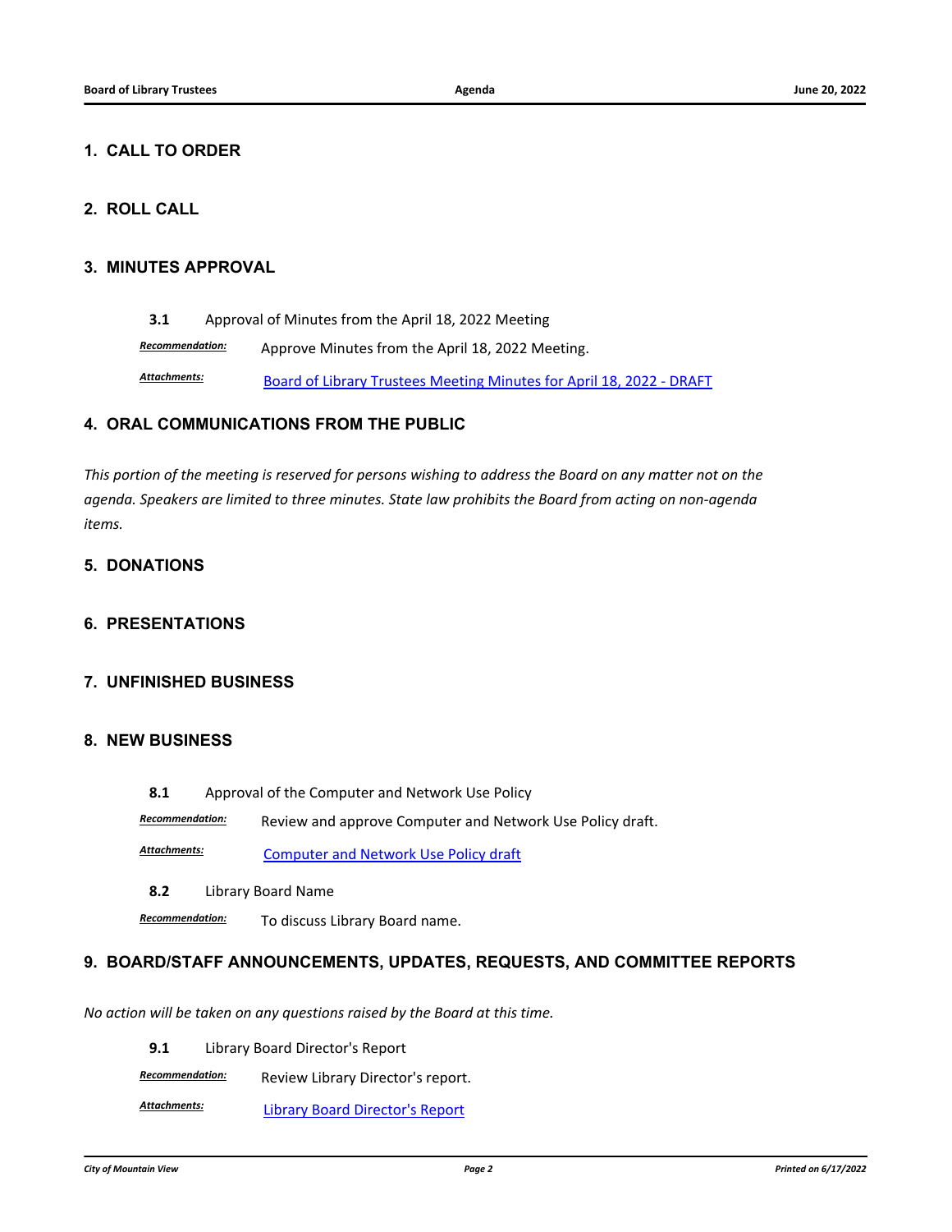## 1. CALL TO ORDER

## 2. ROLL CALL

## 3. MINUTES APPROVAL

**3.1** Approval of Minutes from the April 18, 2022 Meeting

***Recommendation:*** Approve Minutes from the April 18, 2022 Meeting.

***Attachments:*** Board of Library Trustees Meeting Minutes for April 18, 2022 - DRAFT

## 4. ORAL COMMUNICATIONS FROM THE PUBLIC

*This portion of the meeting is reserved for persons wishing to address the Board on any matter not on the agenda. Speakers are limited to three minutes. State law prohibits the Board from acting on non-agenda items.*

## 5. DONATIONS

## 6. PRESENTATIONS

## 7. UNFINISHED BUSINESS

## 8. NEW BUSINESS

**8.1** Approval of the Computer and Network Use Policy

***Recommendation:*** Review and approve Computer and Network Use Policy draft.

***Attachments:*** Computer and Network Use Policy draft

**8.2** Library Board Name

***Recommendation:*** To discuss Library Board name.

## 9. BOARD/STAFF ANNOUNCEMENTS, UPDATES, REQUESTS, AND COMMITTEE REPORTS

*No action will be taken on any questions raised by the Board at this time.*

**9.1** Library Board Director's Report

***Recommendation:*** Review Library Director's report.

***Attachments:*** Library Board Director's Report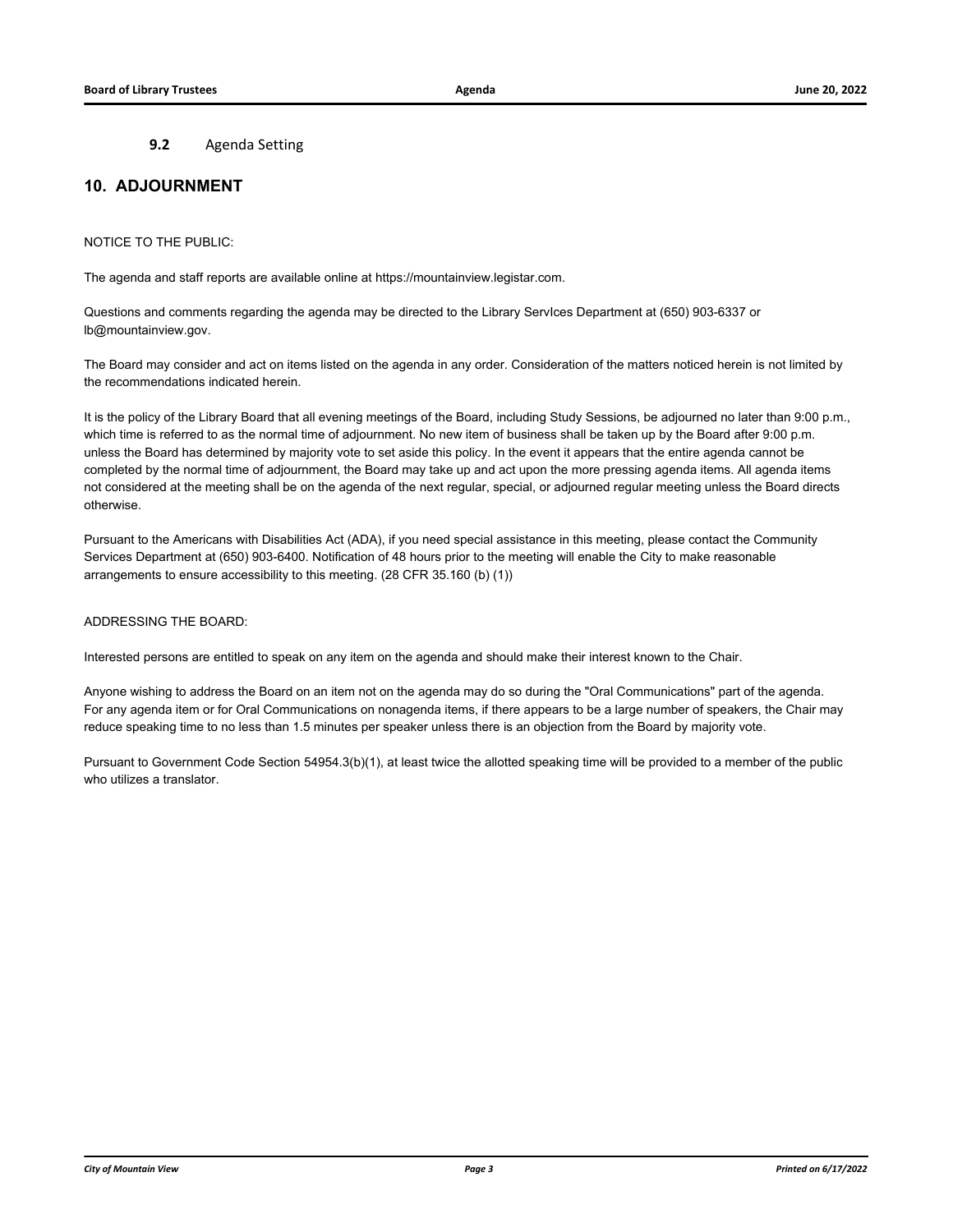**9.2** Agenda Setting

## 10. ADJOURNMENT

NOTICE TO THE PUBLIC:

The agenda and staff reports are available online at https://mountainview.legistar.com.

Questions and comments regarding the agenda may be directed to the Library ServIces Department at (650) 903-6337 or lb@mountainview.gov.

The Board may consider and act on items listed on the agenda in any order. Consideration of the matters noticed herein is not limited by the recommendations indicated herein.

It is the policy of the Library Board that all evening meetings of the Board, including Study Sessions, be adjourned no later than 9:00 p.m., which time is referred to as the normal time of adjournment. No new item of business shall be taken up by the Board after 9:00 p.m. unless the Board has determined by majority vote to set aside this policy. In the event it appears that the entire agenda cannot be completed by the normal time of adjournment, the Board may take up and act upon the more pressing agenda items. All agenda items not considered at the meeting shall be on the agenda of the next regular, special, or adjourned regular meeting unless the Board directs otherwise.

Pursuant to the Americans with Disabilities Act (ADA), if you need special assistance in this meeting, please contact the Community Services Department at (650) 903-6400. Notification of 48 hours prior to the meeting will enable the City to make reasonable arrangements to ensure accessibility to this meeting. (28 CFR 35.160 (b) (1))

ADDRESSING THE BOARD:

Interested persons are entitled to speak on any item on the agenda and should make their interest known to the Chair.

Anyone wishing to address the Board on an item not on the agenda may do so during the "Oral Communications" part of the agenda. For any agenda item or for Oral Communications on nonagenda items, if there appears to be a large number of speakers, the Chair may reduce speaking time to no less than 1.5 minutes per speaker unless there is an objection from the Board by majority vote.

Pursuant to Government Code Section 54954.3(b)(1), at least twice the allotted speaking time will be provided to a member of the public who utilizes a translator.